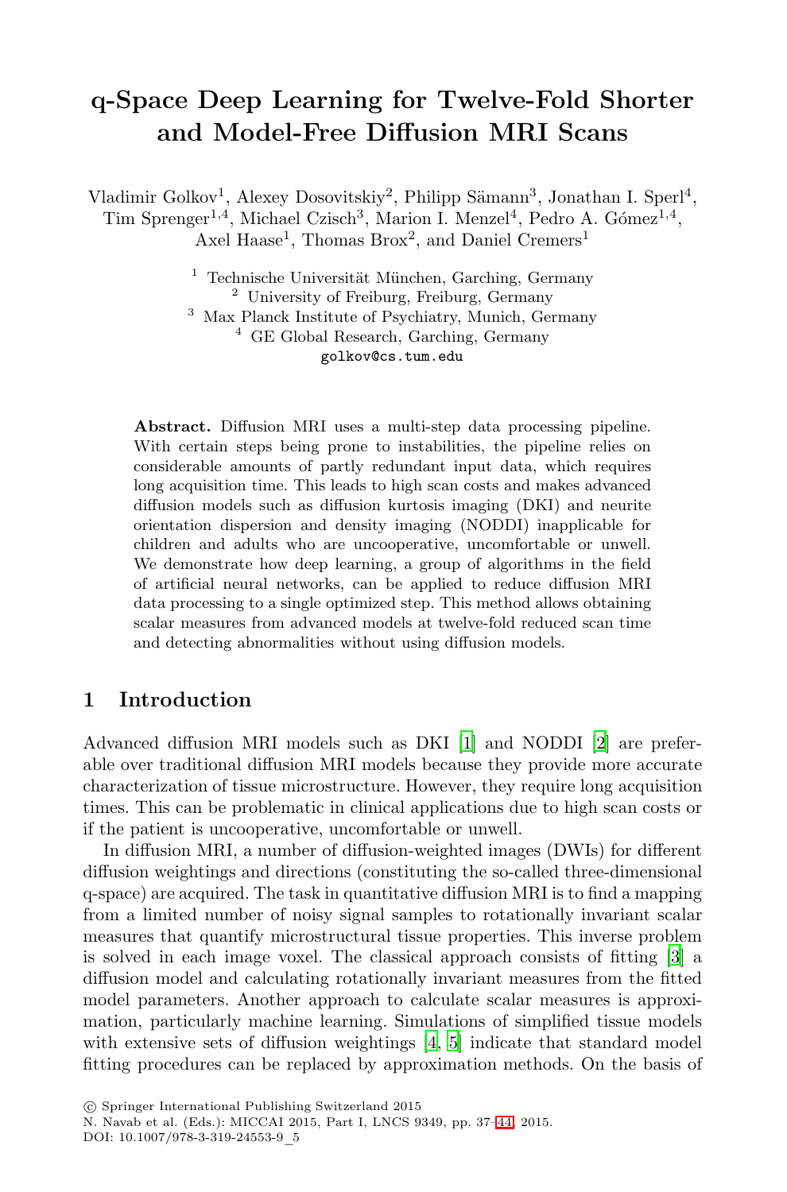# q-Space Deep Learning for Twelve-Fold Shorter and Model-Free Diffusion MRI Scans

Vladimir Golkov[1], Alexey Dosovitskiy[2], Philipp Sämann[3], Jonathan I. Sperl[4], Tim Sprenger[1,4], Michael Czisch[3], Marion I. Menzel[4], Pedro A. Gómez[1,4], Axel Haase[1], Thomas Brox[2], and Daniel Cremers[1]

[1] Technische Universität München, Garching, Germany
[2] University of Freiburg, Freiburg, Germany
[3] Max Planck Institute of Psychiatry, Munich, Germany
[4] GE Global Research, Garching, Germany
golkov@cs.tum.edu

**Abstract.** Diffusion MRI uses a multi-step data processing pipeline. With certain steps being prone to instabilities, the pipeline relies on considerable amounts of partly redundant input data, which requires long acquisition time. This leads to high scan costs and makes advanced diffusion models such as diffusion kurtosis imaging (DKI) and neurite orientation dispersion and density imaging (NODDI) inapplicable for children and adults who are uncooperative, uncomfortable or unwell. We demonstrate how deep learning, a group of algorithms in the field of artificial neural networks, can be applied to reduce diffusion MRI data processing to a single optimized step. This method allows obtaining scalar measures from advanced models at twelve-fold reduced scan time and detecting abnormalities without using diffusion models.

## 1 Introduction

Advanced diffusion MRI models such as DKI [1] and NODDI [2] are preferable over traditional diffusion MRI models because they provide more accurate characterization of tissue microstructure. However, they require long acquisition times. This can be problematic in clinical applications due to high scan costs or if the patient is uncooperative, uncomfortable or unwell.

In diffusion MRI, a number of diffusion-weighted images (DWIs) for different diffusion weightings and directions (constituting the so-called three-dimensional q-space) are acquired. The task in quantitative diffusion MRI is to find a mapping from a limited number of noisy signal samples to rotationally invariant scalar measures that quantify microstructural tissue properties. This inverse problem is solved in each image voxel. The classical approach consists of fitting [3] a diffusion model and calculating rotationally invariant measures from the fitted model parameters. Another approach to calculate scalar measures is approximation, particularly machine learning. Simulations of simplified tissue models with extensive sets of diffusion weightings [4, 5] indicate that standard model fitting procedures can be replaced by approximation methods. On the basis of

© Springer International Publishing Switzerland 2015
N. Navab et al. (Eds.): MICCAI 2015, Part I, LNCS 9349, pp. 37–44, 2015.
DOI: 10.1007/978-3-319-24553-9_5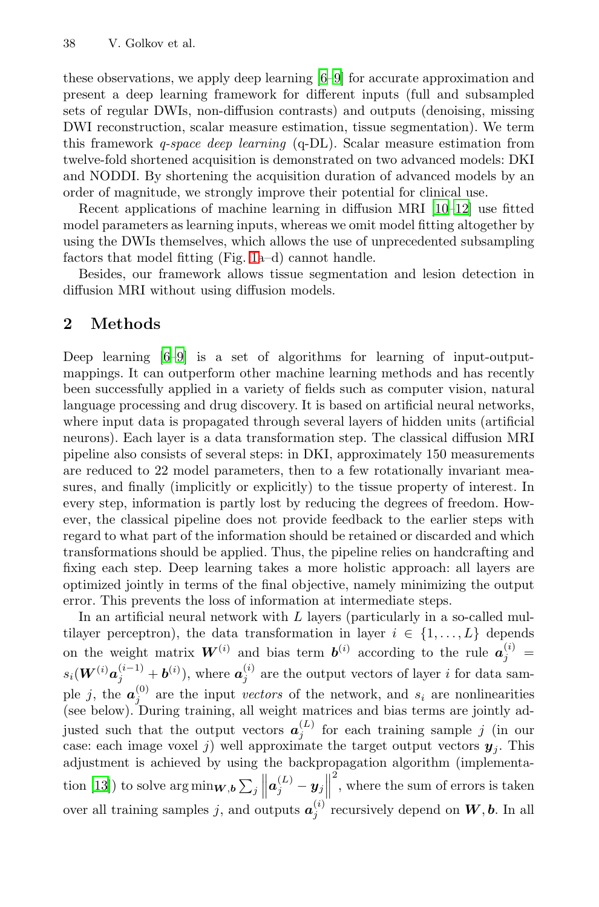these observations, we apply deep learning [6–9] for accurate approximation and present a deep learning framework for different inputs (full and subsampled sets of regular DWIs, non-diffusion contrasts) and outputs (denoising, missing DWI reconstruction, scalar measure estimation, tissue segmentation). We term this framework *q-space deep learning* (q-DL). Scalar measure estimation from twelve-fold shortened acquisition is demonstrated on two advanced models: DKI and NODDI. By shortening the acquisition duration of advanced models by an order of magnitude, we strongly improve their potential for clinical use.

Recent applications of machine learning in diffusion MRI [10–12] use fitted model parameters as learning inputs, whereas we omit model fitting altogether by using the DWIs themselves, which allows the use of unprecedented subsampling factors that model fitting (Fig. 1a–d) cannot handle.

Besides, our framework allows tissue segmentation and lesion detection in diffusion MRI without using diffusion models.

## 2 Methods

Deep learning [6–9] is a set of algorithms for learning of input-output-mappings. It can outperform other machine learning methods and has recently been successfully applied in a variety of fields such as computer vision, natural language processing and drug discovery. It is based on artificial neural networks, where input data is propagated through several layers of hidden units (artificial neurons). Each layer is a data transformation step. The classical diffusion MRI pipeline also consists of several steps: in DKI, approximately 150 measurements are reduced to 22 model parameters, then to a few rotationally invariant measures, and finally (implicitly or explicitly) to the tissue property of interest. In every step, information is partly lost by reducing the degrees of freedom. However, the classical pipeline does not provide feedback to the earlier steps with regard to what part of the information should be retained or discarded and which transformations should be applied. Thus, the pipeline relies on handcrafting and fixing each step. Deep learning takes a more holistic approach: all layers are optimized jointly in terms of the final objective, namely minimizing the output error. This prevents the loss of information at intermediate steps.

In an artificial neural network with $L$ layers (particularly in a so-called multilayer perceptron), the data transformation in layer $i \in \{1, \ldots, L\}$ depends on the weight matrix $\boldsymbol{W}^{(i)}$ and bias term $\boldsymbol{b}^{(i)}$ according to the rule $\boldsymbol{a}_j^{(i)} = s_i(\boldsymbol{W}^{(i)} \boldsymbol{a}_j^{(i-1)} + \boldsymbol{b}^{(i)})$, where $\boldsymbol{a}_j^{(i)}$ are the output vectors of layer $i$ for data sample $j$, the $\boldsymbol{a}_j^{(0)}$ are the input *vectors* of the network, and $s_i$ are nonlinearities (see below). During training, all weight matrices and bias terms are jointly adjusted such that the output vectors $\boldsymbol{a}_j^{(L)}$ for each training sample $j$ (in our case: each image voxel $j$) well approximate the target output vectors $\boldsymbol{y}_j$. This adjustment is achieved by using the backpropagation algorithm (implementation [13]) to solve $\arg\min_{\boldsymbol{W},\boldsymbol{b}} \sum_j \left\| \boldsymbol{a}_j^{(L)} - \boldsymbol{y}_j \right\|^2$, where the sum of errors is taken over all training samples $j$, and outputs $\boldsymbol{a}_j^{(i)}$ recursively depend on $\boldsymbol{W}, \boldsymbol{b}$. In all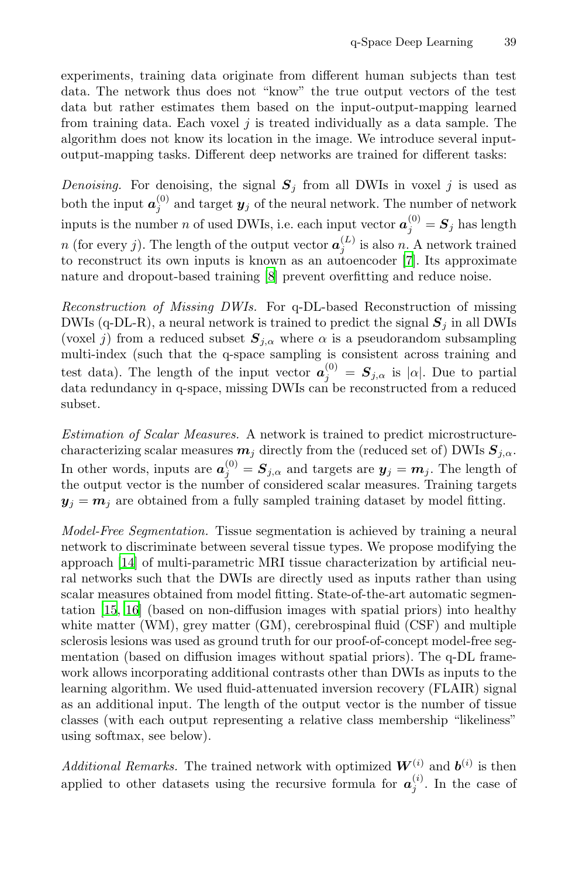experiments, training data originate from different human subjects than test data. The network thus does not "know" the true output vectors of the test data but rather estimates them based on the input-output-mapping learned from training data. Each voxel $j$ is treated individually as a data sample. The algorithm does not know its location in the image. We introduce several input-output-mapping tasks. Different deep networks are trained for different tasks:

*Denoising.* For denoising, the signal $\boldsymbol{S}_j$ from all DWIs in voxel $j$ is used as both the input $\boldsymbol{a}_j^{(0)}$ and target $\boldsymbol{y}_j$ of the neural network. The number of network inputs is the number $n$ of used DWIs, i.e. each input vector $\boldsymbol{a}_j^{(0)} = \boldsymbol{S}_j$ has length $n$ (for every $j$). The length of the output vector $\boldsymbol{a}_j^{(L)}$ is also $n$. A network trained to reconstruct its own inputs is known as an autoencoder [7]. Its approximate nature and dropout-based training [8] prevent overfitting and reduce noise.

*Reconstruction of Missing DWIs.* For q-DL-based Reconstruction of missing DWIs (q-DL-R), a neural network is trained to predict the signal $\boldsymbol{S}_j$ in all DWIs (voxel $j$) from a reduced subset $\boldsymbol{S}_{j,\alpha}$ where $\alpha$ is a pseudorandom subsampling multi-index (such that the q-space sampling is consistent across training and test data). The length of the input vector $\boldsymbol{a}_j^{(0)} = \boldsymbol{S}_{j,\alpha}$ is $|\alpha|$. Due to partial data redundancy in q-space, missing DWIs can be reconstructed from a reduced subset.

*Estimation of Scalar Measures.* A network is trained to predict microstructure-characterizing scalar measures $\boldsymbol{m}_j$ directly from the (reduced set of) DWIs $\boldsymbol{S}_{j,\alpha}$. In other words, inputs are $\boldsymbol{a}_j^{(0)} = \boldsymbol{S}_{j,\alpha}$ and targets are $\boldsymbol{y}_j = \boldsymbol{m}_j$. The length of the output vector is the number of considered scalar measures. Training targets $\boldsymbol{y}_j = \boldsymbol{m}_j$ are obtained from a fully sampled training dataset by model fitting.

*Model-Free Segmentation.* Tissue segmentation is achieved by training a neural network to discriminate between several tissue types. We propose modifying the approach [14] of multi-parametric MRI tissue characterization by artificial neural networks such that the DWIs are directly used as inputs rather than using scalar measures obtained from model fitting. State-of-the-art automatic segmentation [15, 16] (based on non-diffusion images with spatial priors) into healthy white matter (WM), grey matter (GM), cerebrospinal fluid (CSF) and multiple sclerosis lesions was used as ground truth for our proof-of-concept model-free segmentation (based on diffusion images without spatial priors). The q-DL framework allows incorporating additional contrasts other than DWIs as inputs to the learning algorithm. We used fluid-attenuated inversion recovery (FLAIR) signal as an additional input. The length of the output vector is the number of tissue classes (with each output representing a relative class membership "likeliness" using softmax, see below).

*Additional Remarks.* The trained network with optimized $\boldsymbol{W}^{(i)}$ and $\boldsymbol{b}^{(i)}$ is then applied to other datasets using the recursive formula for $\boldsymbol{a}_j^{(i)}$. In the case of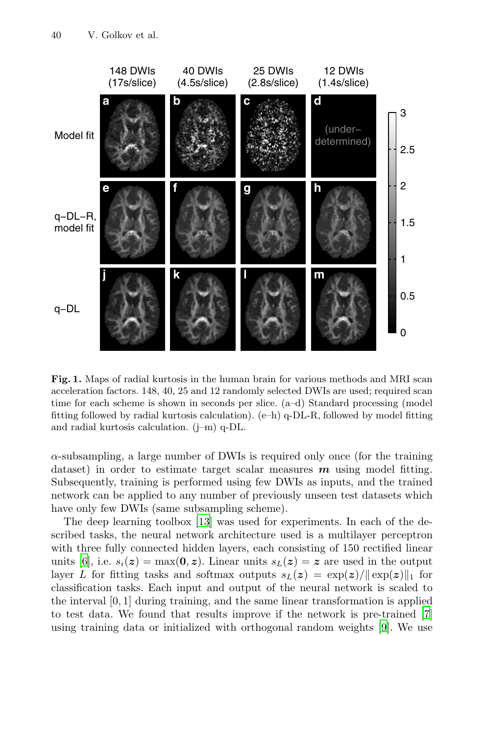**Fig. 1.** Maps of radial kurtosis in the human brain for various methods and MRI scan acceleration factors. 148, 40, 25 and 12 randomly selected DWIs are used; required scan time for each scheme is shown in seconds per slice. (a–d) Standard processing (model fitting followed by radial kurtosis calculation). (e–h) q-DL-R, followed by model fitting and radial kurtosis calculation. (j–m) q-DL.

$\alpha$-subsampling, a large number of DWIs is required only once (for the training dataset) in order to estimate target scalar measures $\boldsymbol{m}$ using model fitting. Subsequently, training is performed using few DWIs as inputs, and the trained network can be applied to any number of previously unseen test datasets which have only few DWIs (same subsampling scheme).

The deep learning toolbox [13] was used for experiments. In each of the described tasks, the neural network architecture used is a multilayer perceptron with three fully connected hidden layers, each consisting of 150 rectified linear units [6], i.e. $s_i(\boldsymbol{z}) = \max(\boldsymbol{0}, \boldsymbol{z})$. Linear units $s_L(\boldsymbol{z}) = \boldsymbol{z}$ are used in the output layer $L$ for fitting tasks and softmax outputs $s_L(\boldsymbol{z}) = \exp(\boldsymbol{z})/\|\exp(\boldsymbol{z})\|_1$ for classification tasks. Each input and output of the neural network is scaled to the interval $[0, 1]$ during training, and the same linear transformation is applied to test data. We found that results improve if the network is pre-trained [7] using training data or initialized with orthogonal random weights [9]. We use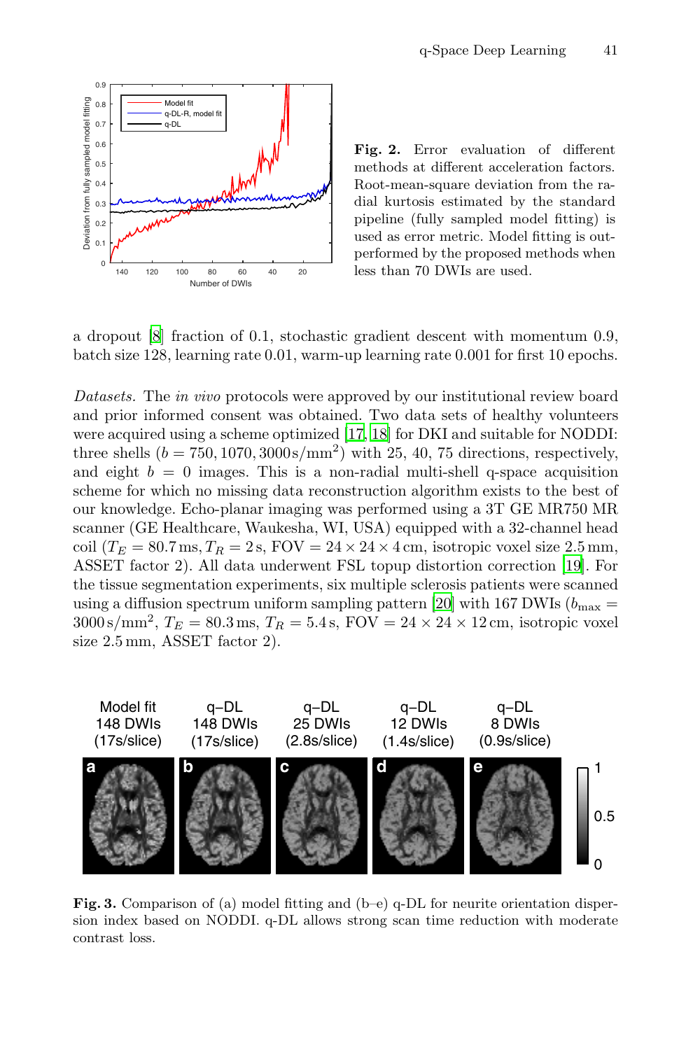**Fig. 2.** Error evaluation of different methods at different acceleration factors. Root-mean-square deviation from the radial kurtosis estimated by the standard pipeline (fully sampled model fitting) is used as error metric. Model fitting is outperformed by the proposed methods when less than 70 DWIs are used.

a dropout [8] fraction of 0.1, stochastic gradient descent with momentum 0.9, batch size 128, learning rate 0.01, warm-up learning rate 0.001 for first 10 epochs.

*Datasets.* The *in vivo* protocols were approved by our institutional review board and prior informed consent was obtained. Two data sets of healthy volunteers were acquired using a scheme optimized [17, 18] for DKI and suitable for NODDI: three shells ($b = 750, 1070, 3000\,\mathrm{s/mm^2}$) with 25, 40, 75 directions, respectively, and eight $b = 0$ images. This is a non-radial multi-shell q-space acquisition scheme for which no missing data reconstruction algorithm exists to the best of our knowledge. Echo-planar imaging was performed using a 3T GE MR750 MR scanner (GE Healthcare, Waukesha, WI, USA) equipped with a 32-channel head coil ($T_E = 80.7\,\mathrm{ms}, T_R = 2\,\mathrm{s}$, FOV $= 24 \times 24 \times 4\,\mathrm{cm}$, isotropic voxel size 2.5 mm, ASSET factor 2). All data underwent FSL topup distortion correction [19]. For the tissue segmentation experiments, six multiple sclerosis patients were scanned using a diffusion spectrum uniform sampling pattern [20] with 167 DWIs ($b_{\max} = 3000\,\mathrm{s/mm^2}$, $T_E = 80.3\,\mathrm{ms}$, $T_R = 5.4\,\mathrm{s}$, FOV $= 24 \times 24 \times 12\,\mathrm{cm}$, isotropic voxel size 2.5 mm, ASSET factor 2).

**Fig. 3.** Comparison of (a) model fitting and (b–e) q-DL for neurite orientation dispersion index based on NODDI. q-DL allows strong scan time reduction with moderate contrast loss.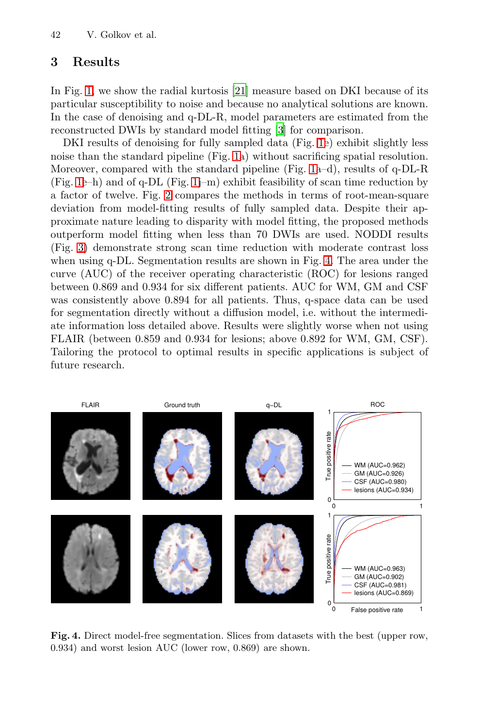## 3 Results

In Fig. 1, we show the radial kurtosis [21] measure based on DKI because of its particular susceptibility to noise and because no analytical solutions are known. In the case of denoising and q-DL-R, model parameters are estimated from the reconstructed DWIs by standard model fitting [3] for comparison.

DKI results of denoising for fully sampled data (Fig. 1e) exhibit slightly less noise than the standard pipeline (Fig. 1a) without sacrificing spatial resolution. Moreover, compared with the standard pipeline (Fig. 1a–d), results of q-DL-R (Fig. 1e–h) and of q-DL (Fig. 1j–m) exhibit feasibility of scan time reduction by a factor of twelve. Fig. 2 compares the methods in terms of root-mean-square deviation from model-fitting results of fully sampled data. Despite their approximate nature leading to disparity with model fitting, the proposed methods outperform model fitting when less than 70 DWIs are used. NODDI results (Fig. 3) demonstrate strong scan time reduction with moderate contrast loss when using q-DL. Segmentation results are shown in Fig. 4. The area under the curve (AUC) of the receiver operating characteristic (ROC) for lesions ranged between 0.869 and 0.934 for six different patients. AUC for WM, GM and CSF was consistently above 0.894 for all patients. Thus, q-space data can be used for segmentation directly without a diffusion model, i.e. without the intermediate information loss detailed above. Results were slightly worse when not using FLAIR (between 0.859 and 0.934 for lesions; above 0.892 for WM, GM, CSF). Tailoring the protocol to optimal results in specific applications is subject of future research.

**Fig. 4.** Direct model-free segmentation. Slices from datasets with the best (upper row, 0.934) and worst lesion AUC (lower row, 0.869) are shown.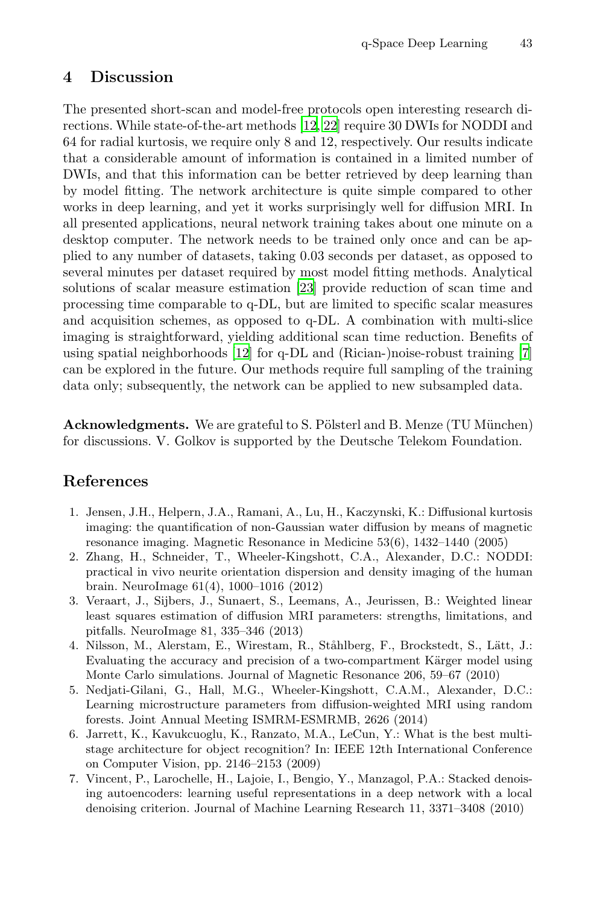## 4 Discussion

The presented short-scan and model-free protocols open interesting research directions. While state-of-the-art methods [12, 22] require 30 DWIs for NODDI and 64 for radial kurtosis, we require only 8 and 12, respectively. Our results indicate that a considerable amount of information is contained in a limited number of DWIs, and that this information can be better retrieved by deep learning than by model fitting. The network architecture is quite simple compared to other works in deep learning, and yet it works surprisingly well for diffusion MRI. In all presented applications, neural network training takes about one minute on a desktop computer. The network needs to be trained only once and can be applied to any number of datasets, taking 0.03 seconds per dataset, as opposed to several minutes per dataset required by most model fitting methods. Analytical solutions of scalar measure estimation [23] provide reduction of scan time and processing time comparable to q-DL, but are limited to specific scalar measures and acquisition schemes, as opposed to q-DL. A combination with multi-slice imaging is straightforward, yielding additional scan time reduction. Benefits of using spatial neighborhoods [12] for q-DL and (Rician-)noise-robust training [7] can be explored in the future. Our methods require full sampling of the training data only; subsequently, the network can be applied to new subsampled data.

**Acknowledgments.** We are grateful to S. Pölsterl and B. Menze (TU München) for discussions. V. Golkov is supported by the Deutsche Telekom Foundation.

## References

1. Jensen, J.H., Helpern, J.A., Ramani, A., Lu, H., Kaczynski, K.: Diffusional kurtosis imaging: the quantification of non-Gaussian water diffusion by means of magnetic resonance imaging. Magnetic Resonance in Medicine 53(6), 1432–1440 (2005)
2. Zhang, H., Schneider, T., Wheeler-Kingshott, C.A., Alexander, D.C.: NODDI: practical in vivo neurite orientation dispersion and density imaging of the human brain. NeuroImage 61(4), 1000–1016 (2012)
3. Veraart, J., Sijbers, J., Sunaert, S., Leemans, A., Jeurissen, B.: Weighted linear least squares estimation of diffusion MRI parameters: strengths, limitations, and pitfalls. NeuroImage 81, 335–346 (2013)
4. Nilsson, M., Alerstam, E., Wirestam, R., Ståhlberg, F., Brockstedt, S., Lätt, J.: Evaluating the accuracy and precision of a two-compartment Kärger model using Monte Carlo simulations. Journal of Magnetic Resonance 206, 59–67 (2010)
5. Nedjati-Gilani, G., Hall, M.G., Wheeler-Kingshott, C.A.M., Alexander, D.C.: Learning microstructure parameters from diffusion-weighted MRI using random forests. Joint Annual Meeting ISMRM-ESMRMB, 2626 (2014)
6. Jarrett, K., Kavukcuoglu, K., Ranzato, M.A., LeCun, Y.: What is the best multi-stage architecture for object recognition? In: IEEE 12th International Conference on Computer Vision, pp. 2146–2153 (2009)
7. Vincent, P., Larochelle, H., Lajoie, I., Bengio, Y., Manzagol, P.A.: Stacked denoising autoencoders: learning useful representations in a deep network with a local denoising criterion. Journal of Machine Learning Research 11, 3371–3408 (2010)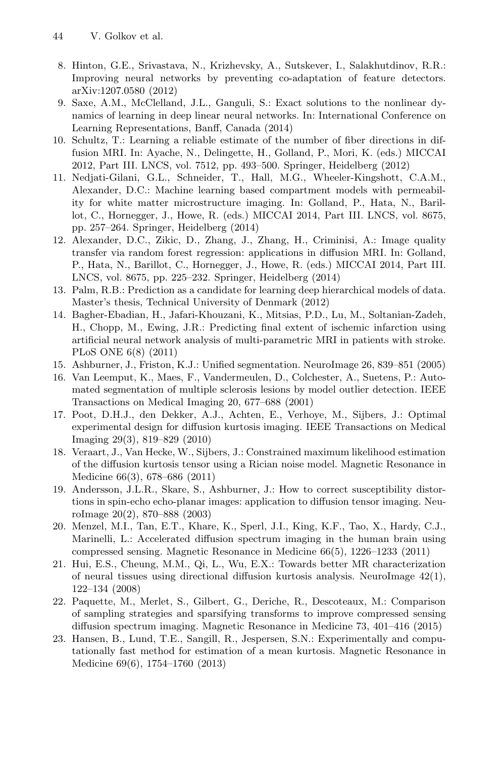8. Hinton, G.E., Srivastava, N., Krizhevsky, A., Sutskever, I., Salakhutdinov, R.R.: Improving neural networks by preventing co-adaptation of feature detectors. arXiv:1207.0580 (2012)
9. Saxe, A.M., McClelland, J.L., Ganguli, S.: Exact solutions to the nonlinear dynamics of learning in deep linear neural networks. In: International Conference on Learning Representations, Banff, Canada (2014)
10. Schultz, T.: Learning a reliable estimate of the number of fiber directions in diffusion MRI. In: Ayache, N., Delingette, H., Golland, P., Mori, K. (eds.) MICCAI 2012, Part III. LNCS, vol. 7512, pp. 493–500. Springer, Heidelberg (2012)
11. Nedjati-Gilani, G.L., Schneider, T., Hall, M.G., Wheeler-Kingshott, C.A.M., Alexander, D.C.: Machine learning based compartment models with permeability for white matter microstructure imaging. In: Golland, P., Hata, N., Barillot, C., Hornegger, J., Howe, R. (eds.) MICCAI 2014, Part III. LNCS, vol. 8675, pp. 257–264. Springer, Heidelberg (2014)
12. Alexander, D.C., Zikic, D., Zhang, J., Zhang, H., Criminisi, A.: Image quality transfer via random forest regression: applications in diffusion MRI. In: Golland, P., Hata, N., Barillot, C., Hornegger, J., Howe, R. (eds.) MICCAI 2014, Part III. LNCS, vol. 8675, pp. 225–232. Springer, Heidelberg (2014)
13. Palm, R.B.: Prediction as a candidate for learning deep hierarchical models of data. Master's thesis, Technical University of Denmark (2012)
14. Bagher-Ebadian, H., Jafari-Khouzani, K., Mitsias, P.D., Lu, M., Soltanian-Zadeh, H., Chopp, M., Ewing, J.R.: Predicting final extent of ischemic infarction using artificial neural network analysis of multi-parametric MRI in patients with stroke. PLoS ONE 6(8) (2011)
15. Ashburner, J., Friston, K.J.: Unified segmentation. NeuroImage 26, 839–851 (2005)
16. Van Leemput, K., Maes, F., Vandermeulen, D., Colchester, A., Suetens, P.: Automated segmentation of multiple sclerosis lesions by model outlier detection. IEEE Transactions on Medical Imaging 20, 677–688 (2001)
17. Poot, D.H.J., den Dekker, A.J., Achten, E., Verhoye, M., Sijbers, J.: Optimal experimental design for diffusion kurtosis imaging. IEEE Transactions on Medical Imaging 29(3), 819–829 (2010)
18. Veraart, J., Van Hecke, W., Sijbers, J.: Constrained maximum likelihood estimation of the diffusion kurtosis tensor using a Rician noise model. Magnetic Resonance in Medicine 66(3), 678–686 (2011)
19. Andersson, J.L.R., Skare, S., Ashburner, J.: How to correct susceptibility distortions in spin-echo echo-planar images: application to diffusion tensor imaging. NeuroImage 20(2), 870–888 (2003)
20. Menzel, M.I., Tan, E.T., Khare, K., Sperl, J.I., King, K.F., Tao, X., Hardy, C.J., Marinelli, L.: Accelerated diffusion spectrum imaging in the human brain using compressed sensing. Magnetic Resonance in Medicine 66(5), 1226–1233 (2011)
21. Hui, E.S., Cheung, M.M., Qi, L., Wu, E.X.: Towards better MR characterization of neural tissues using directional diffusion kurtosis analysis. NeuroImage 42(1), 122–134 (2008)
22. Paquette, M., Merlet, S., Gilbert, G., Deriche, R., Descoteaux, M.: Comparison of sampling strategies and sparsifying transforms to improve compressed sensing diffusion spectrum imaging. Magnetic Resonance in Medicine 73, 401–416 (2015)
23. Hansen, B., Lund, T.E., Sangill, R., Jespersen, S.N.: Experimentally and computationally fast method for estimation of a mean kurtosis. Magnetic Resonance in Medicine 69(6), 1754–1760 (2013)